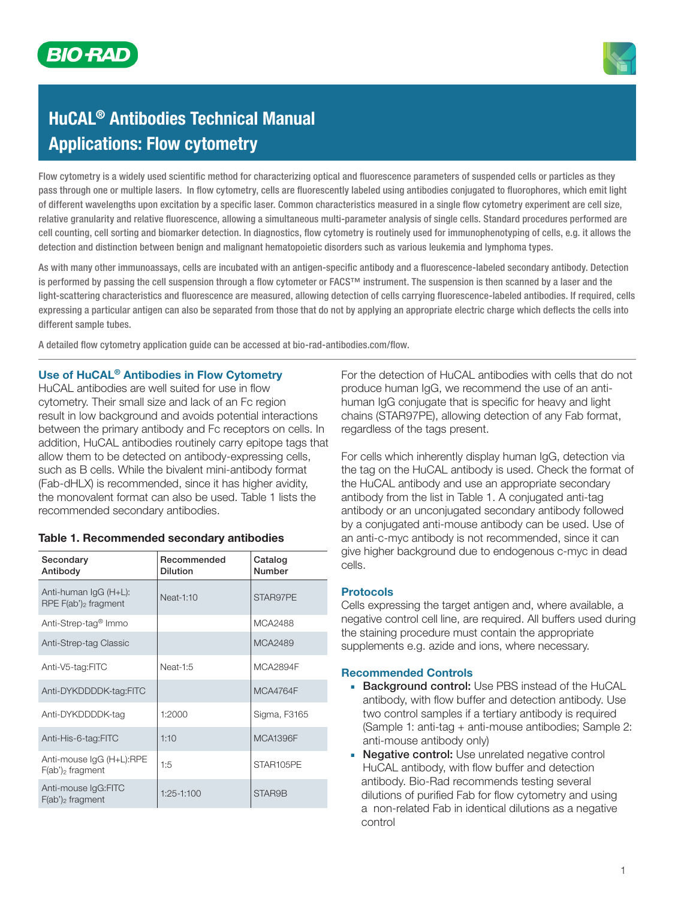# HuCAL® Antibodies Technical Manual
# Applications: Flow cytometry

Flow cytometry is a widely used scientific method for characterizing optical and fluorescence parameters of suspended cells or particles as they pass through one or multiple lasers. In flow cytometry, cells are fluorescently labeled using antibodies conjugated to fluorophores, which emit light of different wavelengths upon excitation by a specific laser. Common characteristics measured in a single flow cytometry experiment are cell size, relative granularity and relative fluorescence, allowing a simultaneous multi-parameter analysis of single cells. Standard procedures performed are cell counting, cell sorting and biomarker detection. In diagnostics, flow cytometry is routinely used for immunophenotyping of cells, e.g. it allows the detection and distinction between benign and malignant hematopoietic disorders such as various leukemia and lymphoma types.

As with many other immunoassays, cells are incubated with an antigen-specific antibody and a fluorescence-labeled secondary antibody. Detection is performed by passing the cell suspension through a flow cytometer or FACS™ instrument. The suspension is then scanned by a laser and the light-scattering characteristics and fluorescence are measured, allowing detection of cells carrying fluorescence-labeled antibodies. If required, cells expressing a particular antigen can also be separated from those that do not by applying an appropriate electric charge which deflects the cells into different sample tubes.

A detailed flow cytometry application guide can be accessed at bio-rad-antibodies.com/flow.

## Use of HuCAL® Antibodies in Flow Cytometry

HuCAL antibodies are well suited for use in flow cytometry. Their small size and lack of an Fc region result in low background and avoids potential interactions between the primary antibody and Fc receptors on cells. In addition, HuCAL antibodies routinely carry epitope tags that allow them to be detected on antibody-expressing cells, such as B cells. While the bivalent mini-antibody format (Fab-dHLX) is recommended, since it has higher avidity, the monovalent format can also be used. Table 1 lists the recommended secondary antibodies.

**Table 1. Recommended secondary antibodies**

| Secondary Antibody | Recommended Dilution | Catalog Number |
|---|---|---|
| Anti-human IgG (H+L): RPE F(ab')$_2$ fragment | Neat-1:10 | STAR97PE |
| Anti-Strep-tag® Immo | | MCA2488 |
| Anti-Strep-tag Classic | | MCA2489 |
| Anti-V5-tag:FITC | Neat-1:5 | MCA2894F |
| Anti-DYKDDDDK-tag:FITC | | MCA4764F |
| Anti-DYKDDDDK-tag | 1:2000 | Sigma, F3165 |
| Anti-His-6-tag:FITC | 1:10 | MCA1396F |
| Anti-mouse IgG (H+L):RPE F(ab')$_2$ fragment | 1:5 | STAR105PE |
| Anti-mouse IgG:FITC F(ab')$_2$ fragment | 1:25-1:100 | STAR9B |

For the detection of HuCAL antibodies with cells that do not produce human IgG, we recommend the use of an anti-human IgG conjugate that is specific for heavy and light chains (STAR97PE), allowing detection of any Fab format, regardless of the tags present.

For cells which inherently display human IgG, detection via the tag on the HuCAL antibody is used. Check the format of the HuCAL antibody and use an appropriate secondary antibody from the list in Table 1. A conjugated anti-tag antibody or an unconjugated secondary antibody followed by a conjugated anti-mouse antibody can be used. Use of an anti-c-myc antibody is not recommended, since it can give higher background due to endogenous c-myc in dead cells.

## Protocols

Cells expressing the target antigen and, where available, a negative control cell line, are required. All buffers used during the staining procedure must contain the appropriate supplements e.g. azide and ions, where necessary.

## Recommended Controls

- **Background control:** Use PBS instead of the HuCAL antibody, with flow buffer and detection antibody. Use two control samples if a tertiary antibody is required (Sample 1: anti-tag + anti-mouse antibodies; Sample 2: anti-mouse antibody only)
- **Negative control:** Use unrelated negative control HuCAL antibody, with flow buffer and detection antibody. Bio-Rad recommends testing several dilutions of purified Fab for flow cytometry and using a non-related Fab in identical dilutions as a negative control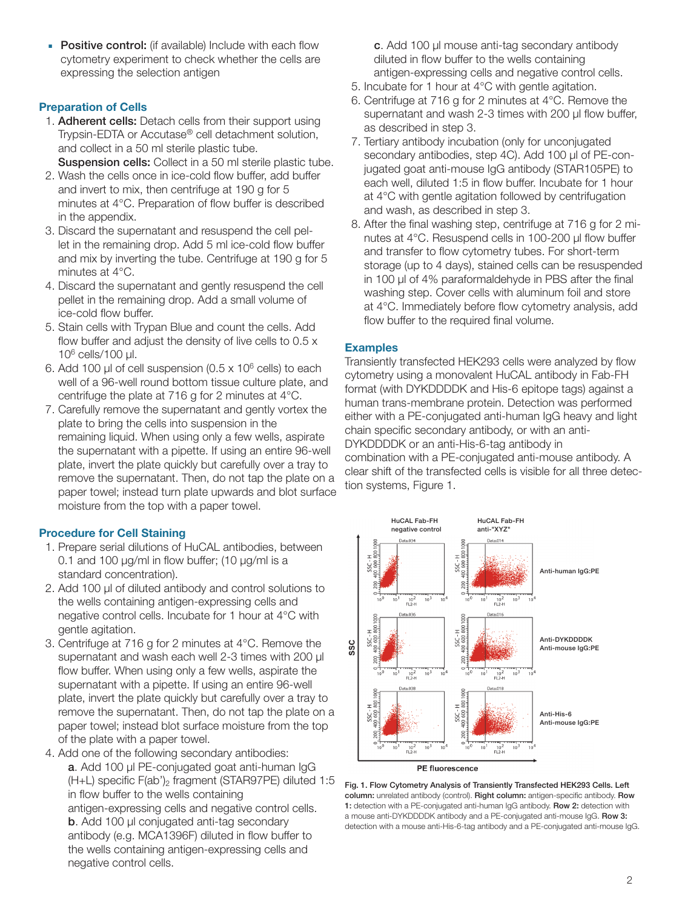- **Positive control:** (if available) Include with each flow cytometry experiment to check whether the cells are expressing the selection antigen

### Preparation of Cells

1. **Adherent cells:** Detach cells from their support using Trypsin-EDTA or Accutase® cell detachment solution, and collect in a 50 ml sterile plastic tube.
   **Suspension cells:** Collect in a 50 ml sterile plastic tube.
2. Wash the cells once in ice-cold flow buffer, add buffer and invert to mix, then centrifuge at 190 g for 5 minutes at 4°C. Preparation of flow buffer is described in the appendix.
3. Discard the supernatant and resuspend the cell pellet in the remaining drop. Add 5 ml ice-cold flow buffer and mix by inverting the tube. Centrifuge at 190 g for 5 minutes at 4°C.
4. Discard the supernatant and gently resuspend the cell pellet in the remaining drop. Add a small volume of ice-cold flow buffer.
5. Stain cells with Trypan Blue and count the cells. Add flow buffer and adjust the density of live cells to 0.5 x $10^6$ cells/100 µl.
6. Add 100 µl of cell suspension (0.5 x $10^6$ cells) to each well of a 96-well round bottom tissue culture plate, and centrifuge the plate at 716 g for 2 minutes at 4°C.
7. Carefully remove the supernatant and gently vortex the plate to bring the cells into suspension in the remaining liquid. When using only a few wells, aspirate the supernatant with a pipette. If using an entire 96-well plate, invert the plate quickly but carefully over a tray to remove the supernatant. Then, do not tap the plate on a paper towel; instead turn plate upwards and blot surface moisture from the top with a paper towel.

### Procedure for Cell Staining

1. Prepare serial dilutions of HuCAL antibodies, between 0.1 and 100 µg/ml in flow buffer; (10 µg/ml is a standard concentration).
2. Add 100 µl of diluted antibody and control solutions to the wells containing antigen-expressing cells and negative control cells. Incubate for 1 hour at 4°C with gentle agitation.
3. Centrifuge at 716 g for 2 minutes at 4°C. Remove the supernatant and wash each well 2-3 times with 200 µl flow buffer. When using only a few wells, aspirate the supernatant with a pipette. If using an entire 96-well plate, invert the plate quickly but carefully over a tray to remove the supernatant. Then, do not tap the plate on a paper towel; instead blot surface moisture from the top of the plate with a paper towel.
4. Add one of the following secondary antibodies:
   **a**. Add 100 µl PE-conjugated goat anti-human IgG (H+L) specific F(ab')$_2$ fragment (STAR97PE) diluted 1:5 in flow buffer to the wells containing antigen-expressing cells and negative control cells.
   **b**. Add 100 µl conjugated anti-tag secondary antibody (e.g. MCA1396F) diluted in flow buffer to the wells containing antigen-expressing cells and negative control cells.
   **c**. Add 100 µl mouse anti-tag secondary antibody diluted in flow buffer to the wells containing antigen-expressing cells and negative control cells.
5. Incubate for 1 hour at 4°C with gentle agitation.
6. Centrifuge at 716 g for 2 minutes at 4°C. Remove the supernatant and wash 2-3 times with 200 µl flow buffer, as described in step 3.
7. Tertiary antibody incubation (only for unconjugated secondary antibodies, step 4C). Add 100 µl of PE-conjugated goat anti-mouse IgG antibody (STAR105PE) to each well, diluted 1:5 in flow buffer. Incubate for 1 hour at 4°C with gentle agitation followed by centrifugation and wash, as described in step 3.
8. After the final washing step, centrifuge at 716 g for 2 minutes at 4°C. Resuspend cells in 100-200 µl flow buffer and transfer to flow cytometry tubes. For short-term storage (up to 4 days), stained cells can be resuspended in 100 µl of 4% paraformaldehyde in PBS after the final washing step. Cover cells with aluminum foil and store at 4°C. Immediately before flow cytometry analysis, add flow buffer to the required final volume.

### Examples

Transiently transfected HEK293 cells were analyzed by flow cytometry using a monovalent HuCAL antibody in Fab-FH format (with DYKDDDDK and His-6 epitope tags) against a human trans-membrane protein. Detection was performed either with a PE-conjugated anti-human IgG heavy and light chain specific secondary antibody, or with an anti-DYKDDDDK or an anti-His-6-tag antibody in combination with a PE-conjugated anti-mouse antibody. A clear shift of the transfected cells is visible for all three detection systems, Figure 1.

**Fig. 1. Flow Cytometry Analysis of Transiently Transfected HEK293 Cells. Left column:** unrelated antibody (control). **Right column:** antigen-specific antibody. **Row 1:** detection with a PE-conjugated anti-human IgG antibody. **Row 2:** detection with a mouse anti-DYKDDDDK antibody and a PE-conjugated anti-mouse IgG. **Row 3:** detection with a mouse anti-His-6-tag antibody and a PE-conjugated anti-mouse IgG.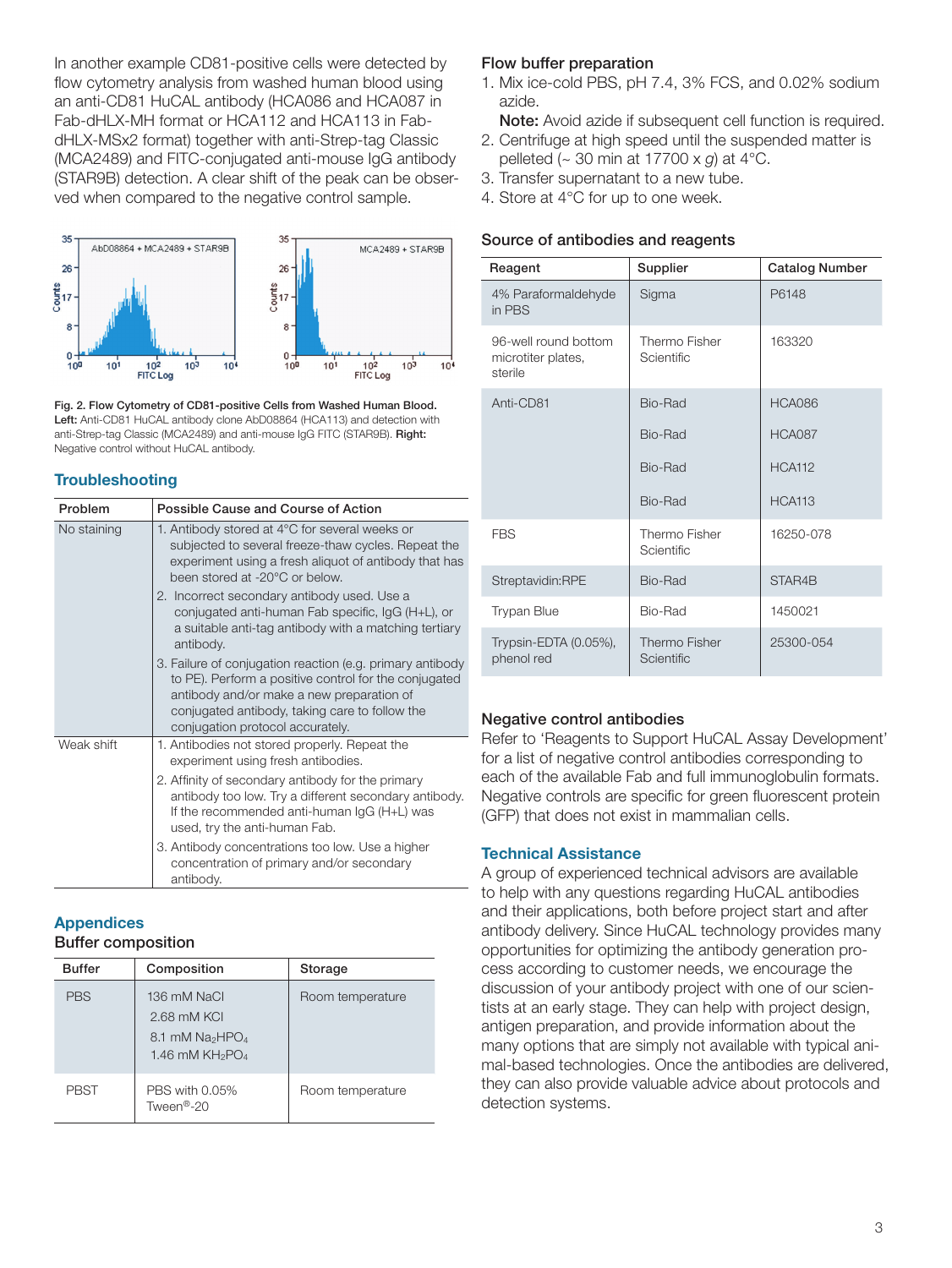In another example CD81-positive cells were detected by flow cytometry analysis from washed human blood using an anti-CD81 HuCAL antibody (HCA086 and HCA087 in Fab-dHLX-MH format or HCA112 and HCA113 in Fab-dHLX-MSx2 format) together with anti-Strep-tag Classic (MCA2489) and FITC-conjugated anti-mouse IgG antibody (STAR9B) detection. A clear shift of the peak can be observed when compared to the negative control sample.

**Fig. 2. Flow Cytometry of CD81-positive Cells from Washed Human Blood. Left:** Anti-CD81 HuCAL antibody clone AbD08864 (HCA113) and detection with anti-Strep-tag Classic (MCA2489) and anti-mouse IgG FITC (STAR9B). **Right:** Negative control without HuCAL antibody.

## Troubleshooting

| Problem | Possible Cause and Course of Action |
|---|---|
| No staining | 1. Antibody stored at 4°C for several weeks or subjected to several freeze-thaw cycles. Repeat the experiment using a fresh aliquot of antibody that has been stored at -20°C or below. |
| | 2. Incorrect secondary antibody used. Use a conjugated anti-human Fab specific, IgG (H+L), or a suitable anti-tag antibody with a matching tertiary antibody. |
| | 3. Failure of conjugation reaction (e.g. primary antibody to PE). Perform a positive control for the conjugated antibody and/or make a new preparation of conjugated antibody, taking care to follow the conjugation protocol accurately. |
| Weak shift | 1. Antibodies not stored properly. Repeat the experiment using fresh antibodies. |
| | 2. Affinity of secondary antibody for the primary antibody too low. Try a different secondary antibody. If the recommended anti-human IgG (H+L) was used, try the anti-human Fab. |
| | 3. Antibody concentrations too low. Use a higher concentration of primary and/or secondary antibody. |

## Appendices

### Buffer composition

| Buffer | Composition | Storage |
|---|---|---|
| PBS | 136 mM NaCl<br>2.68 mM KCl<br>8.1 mM $Na_2HPO_4$<br>1.46 mM $KH_2PO_4$ | Room temperature |
| PBST | PBS with 0.05% Tween®-20 | Room temperature |

### Flow buffer preparation

1. Mix ice-cold PBS, pH 7.4, 3% FCS, and 0.02% sodium azide.
   **Note:** Avoid azide if subsequent cell function is required.
2. Centrifuge at high speed until the suspended matter is pelleted (~ 30 min at 17700 x *g*) at 4°C.
3. Transfer supernatant to a new tube.
4. Store at 4°C for up to one week.

### Source of antibodies and reagents

| Reagent | Supplier | Catalog Number |
|---|---|---|
| 4% Paraformaldehyde in PBS | Sigma | P6148 |
| 96-well round bottom microtiter plates, sterile | Thermo Fisher Scientific | 163320 |
| Anti-CD81 | Bio-Rad | HCA086 |
| | Bio-Rad | HCA087 |
| | Bio-Rad | HCA112 |
| | Bio-Rad | HCA113 |
| FBS | Thermo Fisher Scientific | 16250-078 |
| Streptavidin:RPE | Bio-Rad | STAR4B |
| Trypan Blue | Bio-Rad | 1450021 |
| Trypsin-EDTA (0.05%), phenol red | Thermo Fisher Scientific | 25300-054 |

### Negative control antibodies

Refer to 'Reagents to Support HuCAL Assay Development' for a list of negative control antibodies corresponding to each of the available Fab and full immunoglobulin formats. Negative controls are specific for green fluorescent protein (GFP) that does not exist in mammalian cells.

## Technical Assistance

A group of experienced technical advisors are available to help with any questions regarding HuCAL antibodies and their applications, both before project start and after antibody delivery. Since HuCAL technology provides many opportunities for optimizing the antibody generation process according to customer needs, we encourage the discussion of your antibody project with one of our scientists at an early stage. They can help with project design, antigen preparation, and provide information about the many options that are simply not available with typical animal-based technologies. Once the antibodies are delivered, they can also provide valuable advice about protocols and detection systems.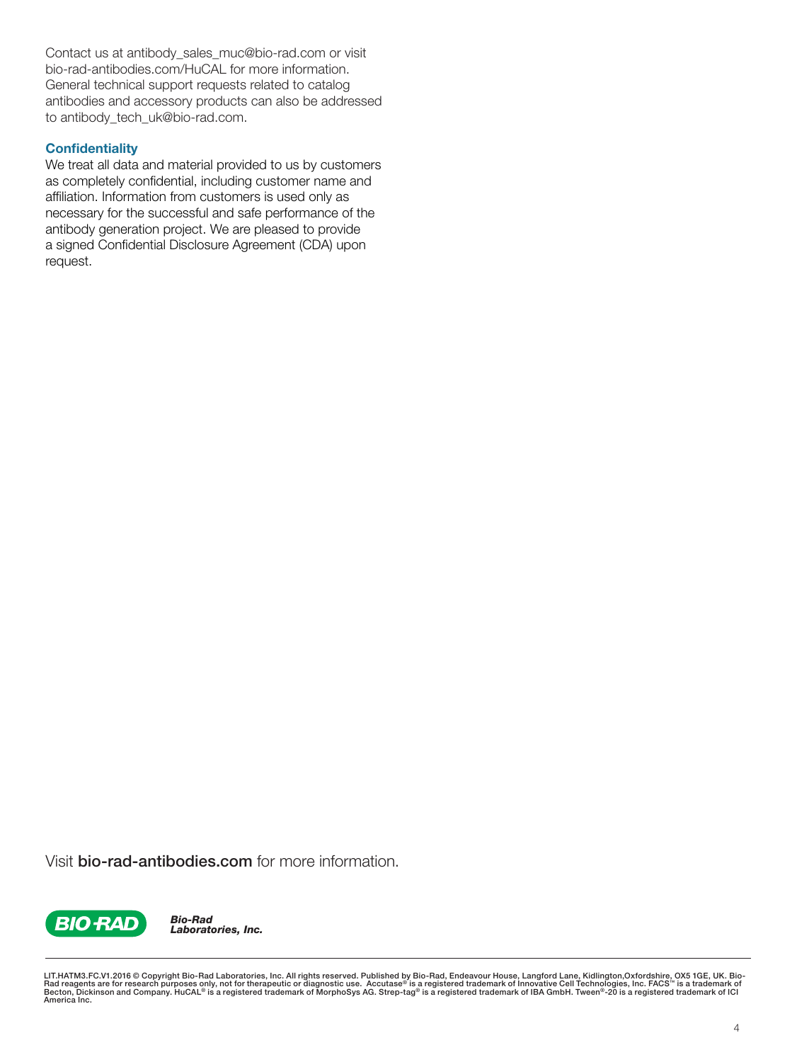Contact us at antibody_sales_muc@bio-rad.com or visit bio-rad-antibodies.com/HuCAL for more information. General technical support requests related to catalog antibodies and accessory products can also be addressed to antibody_tech_uk@bio-rad.com.

### Confidentiality

We treat all data and material provided to us by customers as completely confidential, including customer name and affiliation. Information from customers is used only as necessary for the successful and safe performance of the antibody generation project. We are pleased to provide a signed Confidential Disclosure Agreement (CDA) upon request.

Visit **bio-rad-antibodies.com** for more information.

BIO-RAD

***Bio-Rad Laboratories, Inc.***

LIT.HATM3.FC.V1.2016 © Copyright Bio-Rad Laboratories, Inc. All rights reserved. Published by Bio-Rad, Endeavour House, Langford Lane, Kidlington,Oxfordshire, OX5 1GE, UK. Bio-Rad reagents are for research purposes only, not for therapeutic or diagnostic use. Accutase® is a registered trademark of Innovative Cell Technologies, Inc. FACS™ is a trademark of Becton, Dickinson and Company. HuCAL® is a registered trademark of MorphoSys AG. Strep-tag® is a registered trademark of IBA GmbH. Tween®-20 is a registered trademark of ICI America Inc.